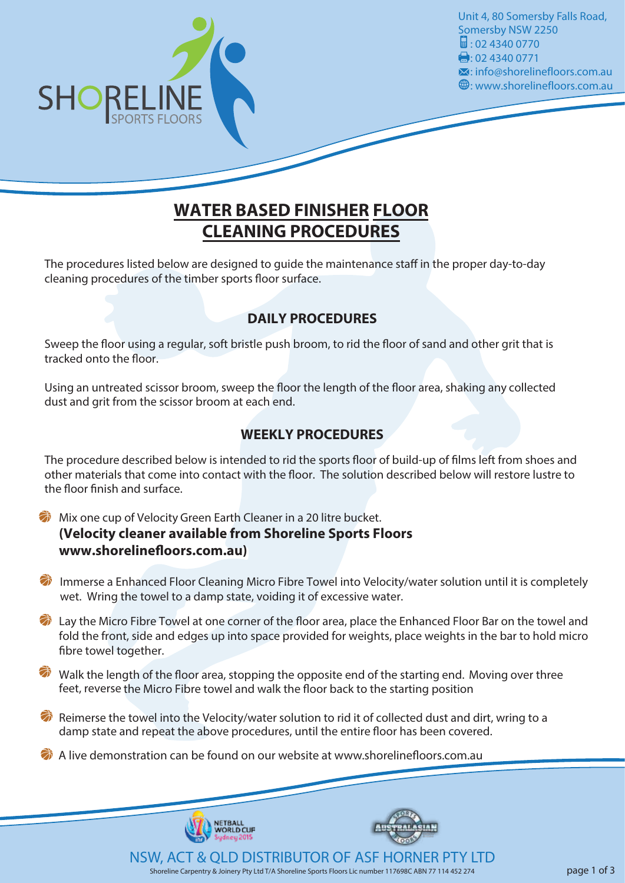Unit 4, 80 Somersby Falls Road,
Somersby NSW 2250
: 02 4340 0770
: 02 4340 0771
: info@shorelinefloors.com.au
: www.shorelinefloors.com.au

# WATER BASED FINISHER FLOOR CLEANING PROCEDURES

The procedures listed below are designed to guide the maintenance staff in the proper day-to-day cleaning procedures of the timber sports floor surface.

## DAILY PROCEDURES

Sweep the floor using a regular, soft bristle push broom, to rid the floor of sand and other grit that is tracked onto the floor.

Using an untreated scissor broom, sweep the floor the length of the floor area, shaking any collected dust and grit from the scissor broom at each end.

## WEEKLY PROCEDURES

The procedure described below is intended to rid the sports floor of build-up of films left from shoes and other materials that come into contact with the floor. The solution described below will restore lustre to the floor finish and surface.

- Mix one cup of Velocity Green Earth Cleaner in a 20 litre bucket.
  **(Velocity cleaner available from Shoreline Sports Floors www.shorelinefloors.com.au)**
- Immerse a Enhanced Floor Cleaning Micro Fibre Towel into Velocity/water solution until it is completely wet. Wring the towel to a damp state, voiding it of excessive water.
- Lay the Micro Fibre Towel at one corner of the floor area, place the Enhanced Floor Bar on the towel and fold the front, side and edges up into space provided for weights, place weights in the bar to hold micro fibre towel together.
- Walk the length of the floor area, stopping the opposite end of the starting end. Moving over three feet, reverse the Micro Fibre towel and walk the floor back to the starting position
- Reimerse the towel into the Velocity/water solution to rid it of collected dust and dirt, wring to a damp state and repeat the above procedures, until the entire floor has been covered.
- A live demonstration can be found on our website at www.shorelinefloors.com.au

NSW, ACT & QLD DISTRIBUTOR OF ASF HORNER PTY LTD

Shoreline Carpentry & Joinery Pty Ltd T/A Shoreline Sports Floors Lic number 117698C ABN 77 114 452 274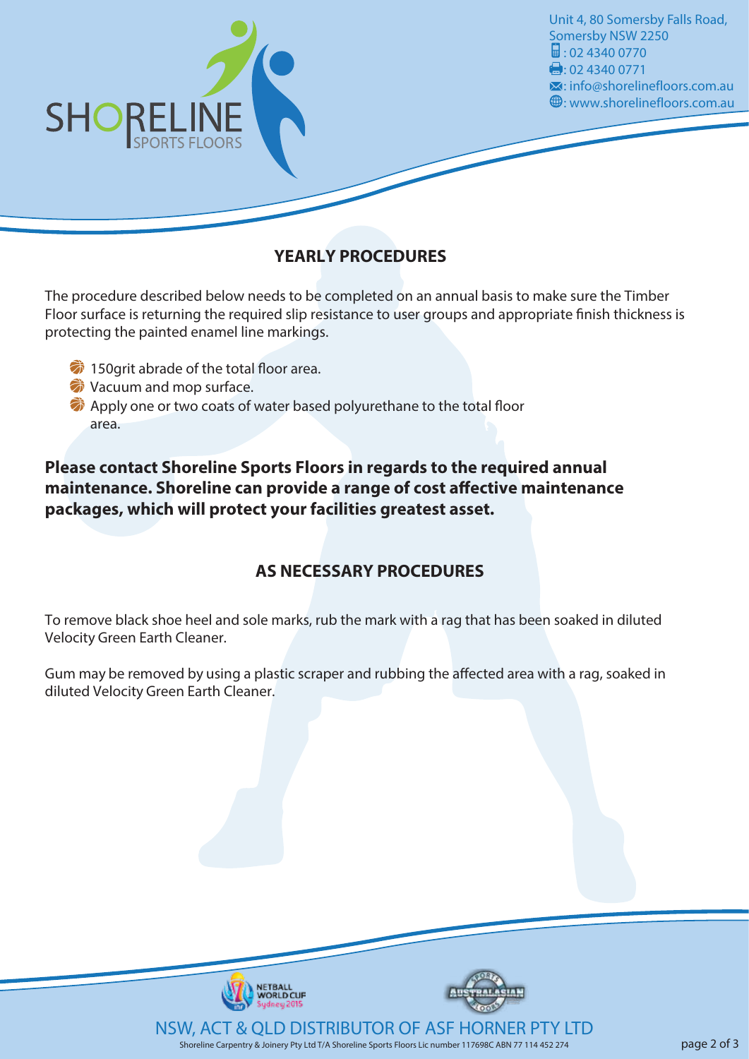## YEARLY PROCEDURES

The procedure described below needs to be completed on an annual basis to make sure the Timber Floor surface is returning the required slip resistance to user groups and appropriate finish thickness is protecting the painted enamel line markings.

- 150grit abrade of the total floor area.
- Vacuum and mop surface.
- Apply one or two coats of water based polyurethane to the total floor area.

**Please contact Shoreline Sports Floors in regards to the required annual maintenance. Shoreline can provide a range of cost affective maintenance packages, which will protect your facilities greatest asset.**

## AS NECESSARY PROCEDURES

To remove black shoe heel and sole marks, rub the mark with a rag that has been soaked in diluted Velocity Green Earth Cleaner.

Gum may be removed by using a plastic scraper and rubbing the affected area with a rag, soaked in diluted Velocity Green Earth Cleaner.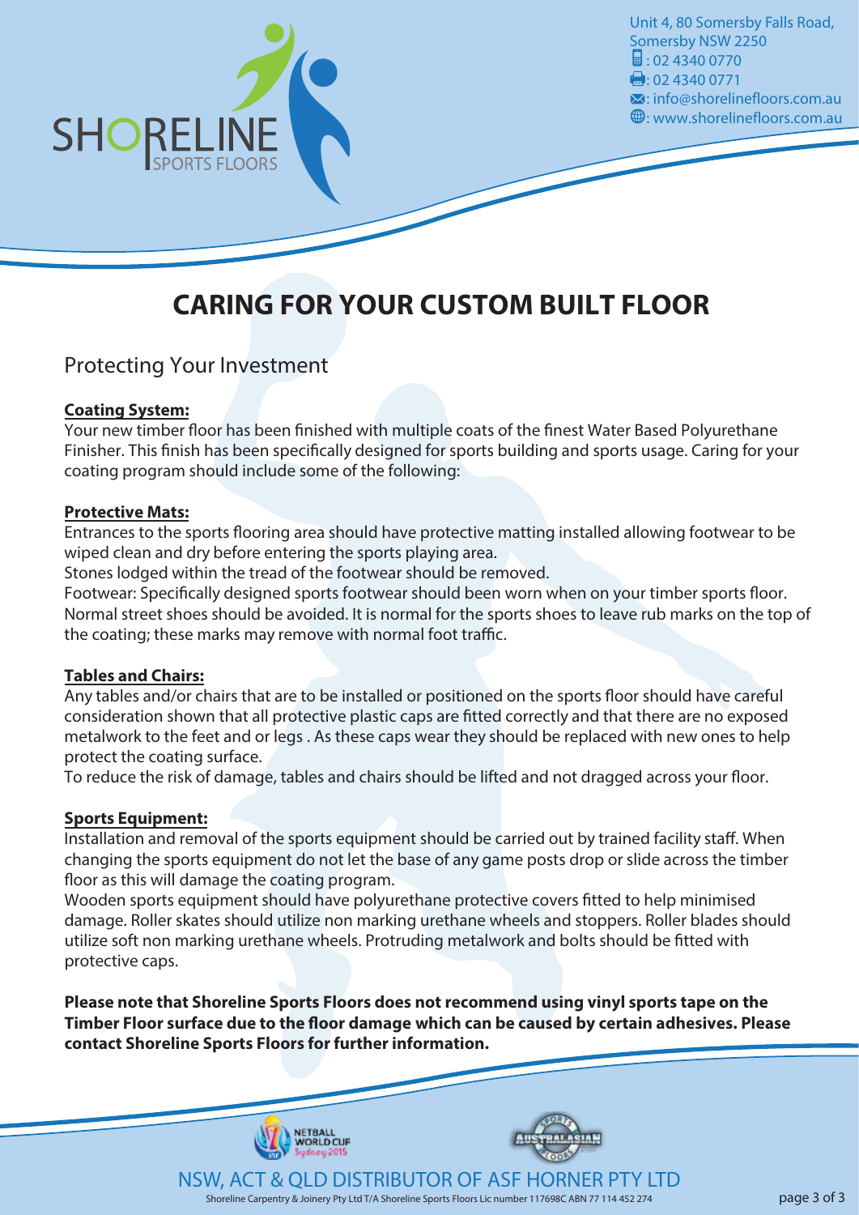Unit 4, 80 Somersby Falls Road,
Somersby NSW 2250
: 02 4340 0770
: 02 4340 0771
: info@shorelinefloors.com.au
: www.shorelinefloors.com.au

# CARING FOR YOUR CUSTOM BUILT FLOOR

## Protecting Your Investment

**Coating System:**
Your new timber floor has been finished with multiple coats of the finest Water Based Polyurethane Finisher. This finish has been specifically designed for sports building and sports usage. Caring for your coating program should include some of the following:

**Protective Mats:**
Entrances to the sports flooring area should have protective matting installed allowing footwear to be wiped clean and dry before entering the sports playing area.
Stones lodged within the tread of the footwear should be removed.
Footwear: Specifically designed sports footwear should been worn when on your timber sports floor. Normal street shoes should be avoided. It is normal for the sports shoes to leave rub marks on the top of the coating; these marks may remove with normal foot traffic.

**Tables and Chairs:**
Any tables and/or chairs that are to be installed or positioned on the sports floor should have careful consideration shown that all protective plastic caps are fitted correctly and that there are no exposed metalwork to the feet and or legs . As these caps wear they should be replaced with new ones to help protect the coating surface.
To reduce the risk of damage, tables and chairs should be lifted and not dragged across your floor.

**Sports Equipment:**
Installation and removal of the sports equipment should be carried out by trained facility staff. When changing the sports equipment do not let the base of any game posts drop or slide across the timber floor as this will damage the coating program.
Wooden sports equipment should have polyurethane protective covers fitted to help minimised damage. Roller skates should utilize non marking urethane wheels and stoppers. Roller blades should utilize soft non marking urethane wheels. Protruding metalwork and bolts should be fitted with protective caps.

**Please note that Shoreline Sports Floors does not recommend using vinyl sports tape on the Timber Floor surface due to the floor damage which can be caused by certain adhesives. Please contact Shoreline Sports Floors for further information.**

NSW, ACT & QLD DISTRIBUTOR OF ASF HORNER PTY LTD
Shoreline Carpentry & Joinery Pty Ltd T/A Shoreline Sports Floors Lic number 117698C ABN 77 114 452 274